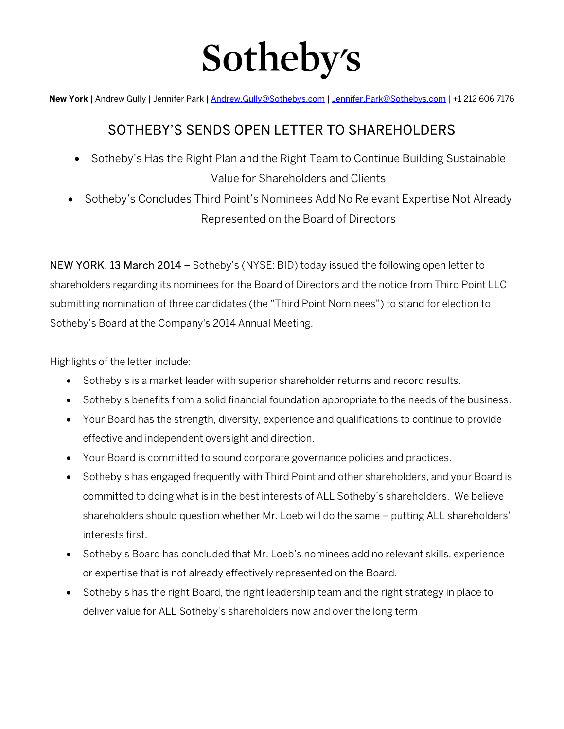# Sotheby's

**New York** | Andrew Gully | Jennifer Park | Andrew.Gully@Sothebys.com | Jennifer.Park@Sothebys.com | +1 212 606 7176

## SOTHEBY'S SENDS OPEN LETTER TO SHAREHOLDERS

- Sotheby's Has the Right Plan and the Right Team to Continue Building Sustainable Value for Shareholders and Clients
- Sotheby's Concludes Third Point's Nominees Add No Relevant Expertise Not Already Represented on the Board of Directors

NEW YORK, 13 March 2014 – Sotheby's (NYSE: BID) today issued the following open letter to shareholders regarding its nominees for the Board of Directors and the notice from Third Point LLC submitting nomination of three candidates (the "Third Point Nominees") to stand for election to Sotheby's Board at the Company's 2014 Annual Meeting.

Highlights of the letter include:

- Sotheby's is a market leader with superior shareholder returns and record results.
- Sotheby's benefits from a solid financial foundation appropriate to the needs of the business.
- Your Board has the strength, diversity, experience and qualifications to continue to provide effective and independent oversight and direction.
- Your Board is committed to sound corporate governance policies and practices.
- Sotheby's has engaged frequently with Third Point and other shareholders, and your Board is committed to doing what is in the best interests of ALL Sotheby's shareholders. We believe shareholders should question whether Mr. Loeb will do the same – putting ALL shareholders' interests first.
- Sotheby's Board has concluded that Mr. Loeb's nominees add no relevant skills, experience or expertise that is not already effectively represented on the Board.
- Sotheby's has the right Board, the right leadership team and the right strategy in place to deliver value for ALL Sotheby's shareholders now and over the long term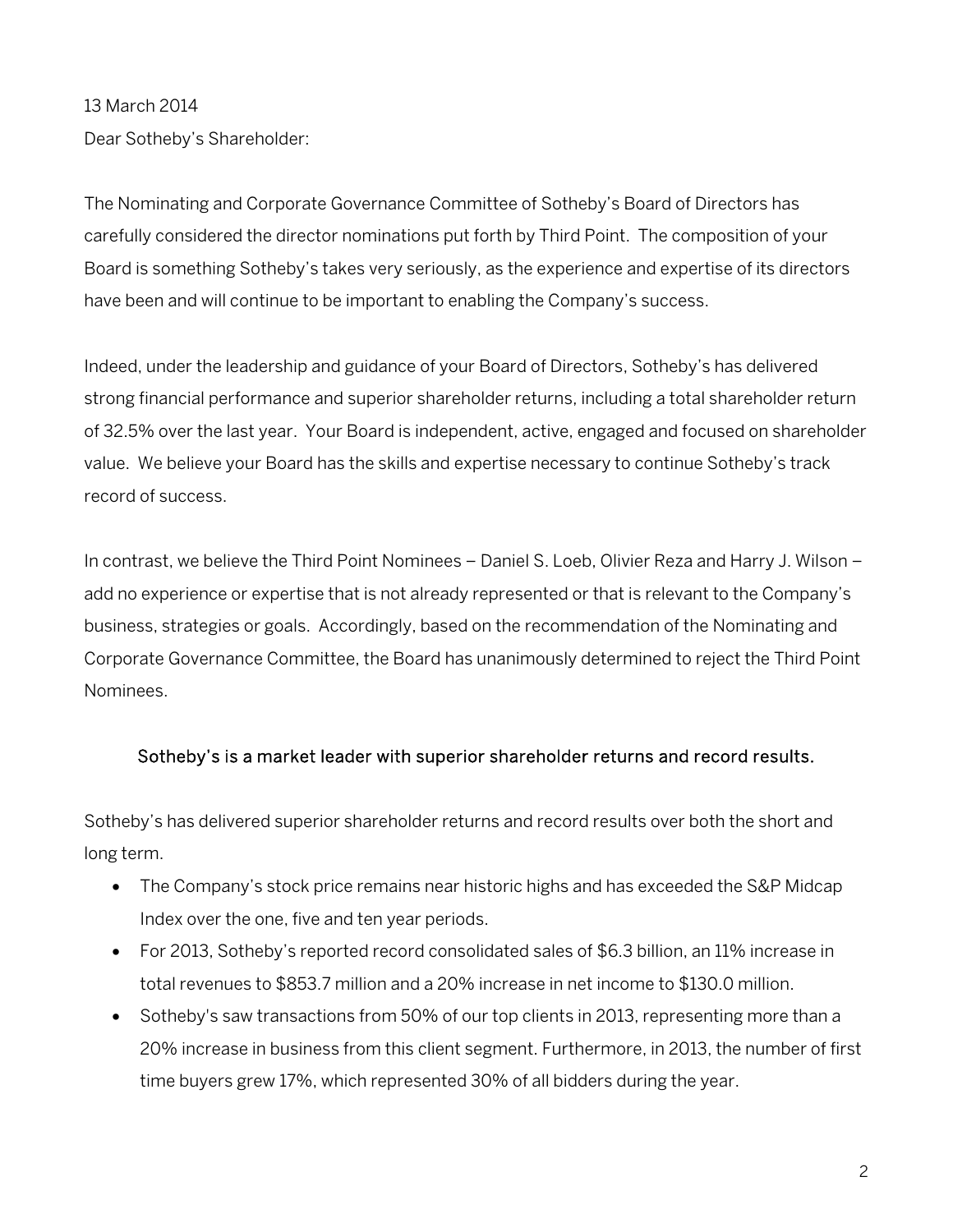13 March 2014

Dear Sotheby's Shareholder:

The Nominating and Corporate Governance Committee of Sotheby's Board of Directors has carefully considered the director nominations put forth by Third Point. The composition of your Board is something Sotheby's takes very seriously, as the experience and expertise of its directors have been and will continue to be important to enabling the Company's success.

Indeed, under the leadership and guidance of your Board of Directors, Sotheby's has delivered strong financial performance and superior shareholder returns, including a total shareholder return of 32.5% over the last year. Your Board is independent, active, engaged and focused on shareholder value. We believe your Board has the skills and expertise necessary to continue Sotheby's track record of success.

In contrast, we believe the Third Point Nominees – Daniel S. Loeb, Olivier Reza and Harry J. Wilson – add no experience or expertise that is not already represented or that is relevant to the Company's business, strategies or goals. Accordingly, based on the recommendation of the Nominating and Corporate Governance Committee, the Board has unanimously determined to reject the Third Point Nominees.

### Sotheby's is a market leader with superior shareholder returns and record results.

Sotheby's has delivered superior shareholder returns and record results over both the short and long term.

- The Company's stock price remains near historic highs and has exceeded the S&P Midcap Index over the one, five and ten year periods.
- For 2013, Sotheby's reported record consolidated sales of $6.3 billion, an 11% increase in total revenues to $853.7 million and a 20% increase in net income to $130.0 million.
- Sotheby's saw transactions from 50% of our top clients in 2013, representing more than a 20% increase in business from this client segment. Furthermore, in 2013, the number of first time buyers grew 17%, which represented 30% of all bidders during the year.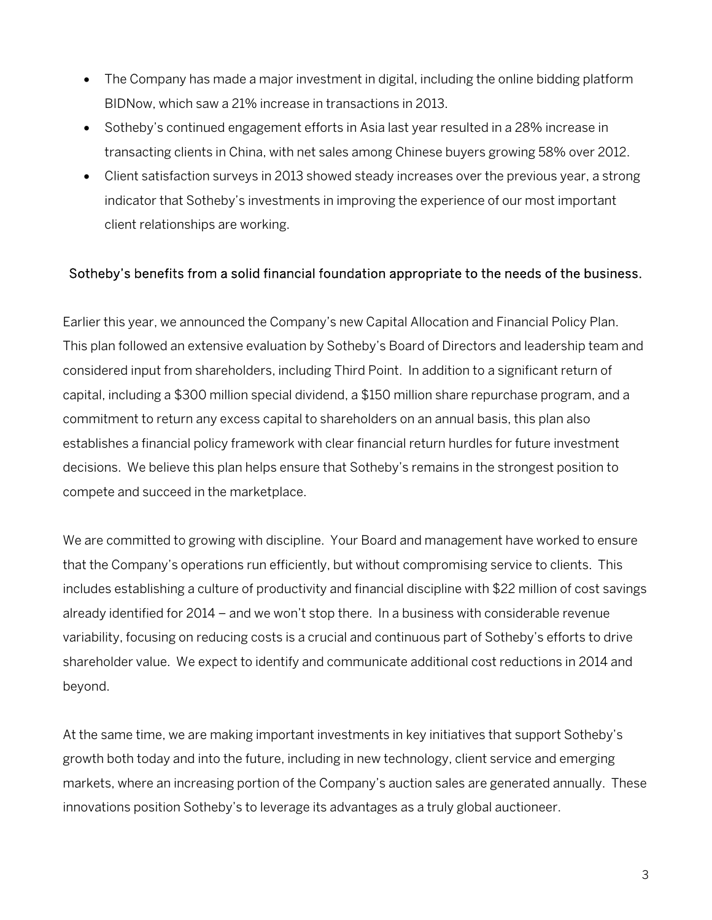- The Company has made a major investment in digital, including the online bidding platform BIDNow, which saw a 21% increase in transactions in 2013.
- Sotheby's continued engagement efforts in Asia last year resulted in a 28% increase in transacting clients in China, with net sales among Chinese buyers growing 58% over 2012.
- Client satisfaction surveys in 2013 showed steady increases over the previous year, a strong indicator that Sotheby's investments in improving the experience of our most important client relationships are working.

## Sotheby's benefits from a solid financial foundation appropriate to the needs of the business.

Earlier this year, we announced the Company's new Capital Allocation and Financial Policy Plan. This plan followed an extensive evaluation by Sotheby's Board of Directors and leadership team and considered input from shareholders, including Third Point. In addition to a significant return of capital, including a $300 million special dividend, a $150 million share repurchase program, and a commitment to return any excess capital to shareholders on an annual basis, this plan also establishes a financial policy framework with clear financial return hurdles for future investment decisions. We believe this plan helps ensure that Sotheby's remains in the strongest position to compete and succeed in the marketplace.

We are committed to growing with discipline. Your Board and management have worked to ensure that the Company's operations run efficiently, but without compromising service to clients. This includes establishing a culture of productivity and financial discipline with $22 million of cost savings already identified for 2014 – and we won't stop there. In a business with considerable revenue variability, focusing on reducing costs is a crucial and continuous part of Sotheby's efforts to drive shareholder value. We expect to identify and communicate additional cost reductions in 2014 and beyond.

At the same time, we are making important investments in key initiatives that support Sotheby's growth both today and into the future, including in new technology, client service and emerging markets, where an increasing portion of the Company's auction sales are generated annually. These innovations position Sotheby's to leverage its advantages as a truly global auctioneer.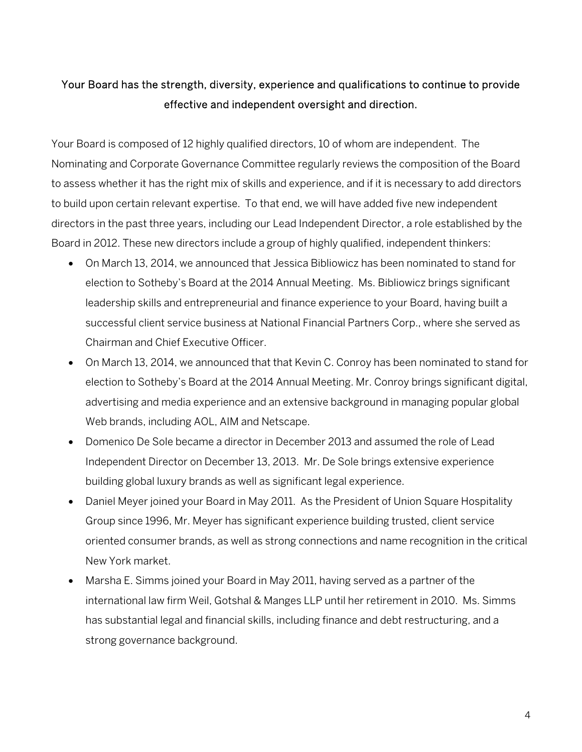**Your Board has the strength, diversity, experience and qualifications to continue to provide effective and independent oversight and direction.**

Your Board is composed of 12 highly qualified directors, 10 of whom are independent. The Nominating and Corporate Governance Committee regularly reviews the composition of the Board to assess whether it has the right mix of skills and experience, and if it is necessary to add directors to build upon certain relevant expertise. To that end, we will have added five new independent directors in the past three years, including our Lead Independent Director, a role established by the Board in 2012. These new directors include a group of highly qualified, independent thinkers:

- On March 13, 2014, we announced that Jessica Bibliowicz has been nominated to stand for election to Sotheby's Board at the 2014 Annual Meeting. Ms. Bibliowicz brings significant leadership skills and entrepreneurial and finance experience to your Board, having built a successful client service business at National Financial Partners Corp., where she served as Chairman and Chief Executive Officer.
- On March 13, 2014, we announced that that Kevin C. Conroy has been nominated to stand for election to Sotheby's Board at the 2014 Annual Meeting. Mr. Conroy brings significant digital, advertising and media experience and an extensive background in managing popular global Web brands, including AOL, AIM and Netscape.
- Domenico De Sole became a director in December 2013 and assumed the role of Lead Independent Director on December 13, 2013. Mr. De Sole brings extensive experience building global luxury brands as well as significant legal experience.
- Daniel Meyer joined your Board in May 2011. As the President of Union Square Hospitality Group since 1996, Mr. Meyer has significant experience building trusted, client service oriented consumer brands, as well as strong connections and name recognition in the critical New York market.
- Marsha E. Simms joined your Board in May 2011, having served as a partner of the international law firm Weil, Gotshal & Manges LLP until her retirement in 2010. Ms. Simms has substantial legal and financial skills, including finance and debt restructuring, and a strong governance background.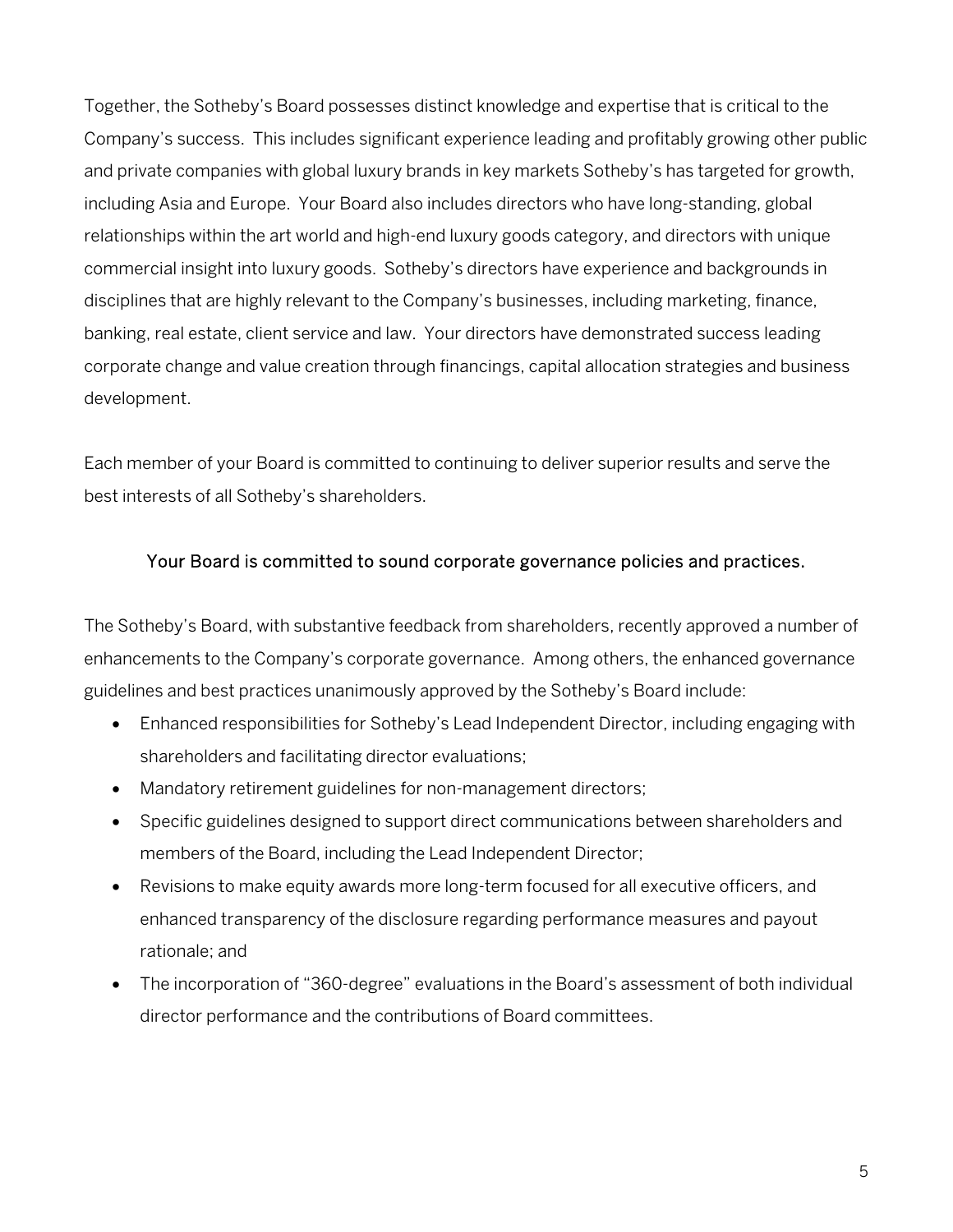Together, the Sotheby's Board possesses distinct knowledge and expertise that is critical to the Company's success. This includes significant experience leading and profitably growing other public and private companies with global luxury brands in key markets Sotheby's has targeted for growth, including Asia and Europe. Your Board also includes directors who have long-standing, global relationships within the art world and high-end luxury goods category, and directors with unique commercial insight into luxury goods. Sotheby's directors have experience and backgrounds in disciplines that are highly relevant to the Company's businesses, including marketing, finance, banking, real estate, client service and law. Your directors have demonstrated success leading corporate change and value creation through financings, capital allocation strategies and business development.

Each member of your Board is committed to continuing to deliver superior results and serve the best interests of all Sotheby's shareholders.

## Your Board is committed to sound corporate governance policies and practices.

The Sotheby's Board, with substantive feedback from shareholders, recently approved a number of enhancements to the Company's corporate governance. Among others, the enhanced governance guidelines and best practices unanimously approved by the Sotheby's Board include:

- Enhanced responsibilities for Sotheby's Lead Independent Director, including engaging with shareholders and facilitating director evaluations;
- Mandatory retirement guidelines for non-management directors;
- Specific guidelines designed to support direct communications between shareholders and members of the Board, including the Lead Independent Director;
- Revisions to make equity awards more long-term focused for all executive officers, and enhanced transparency of the disclosure regarding performance measures and payout rationale; and
- The incorporation of "360-degree" evaluations in the Board's assessment of both individual director performance and the contributions of Board committees.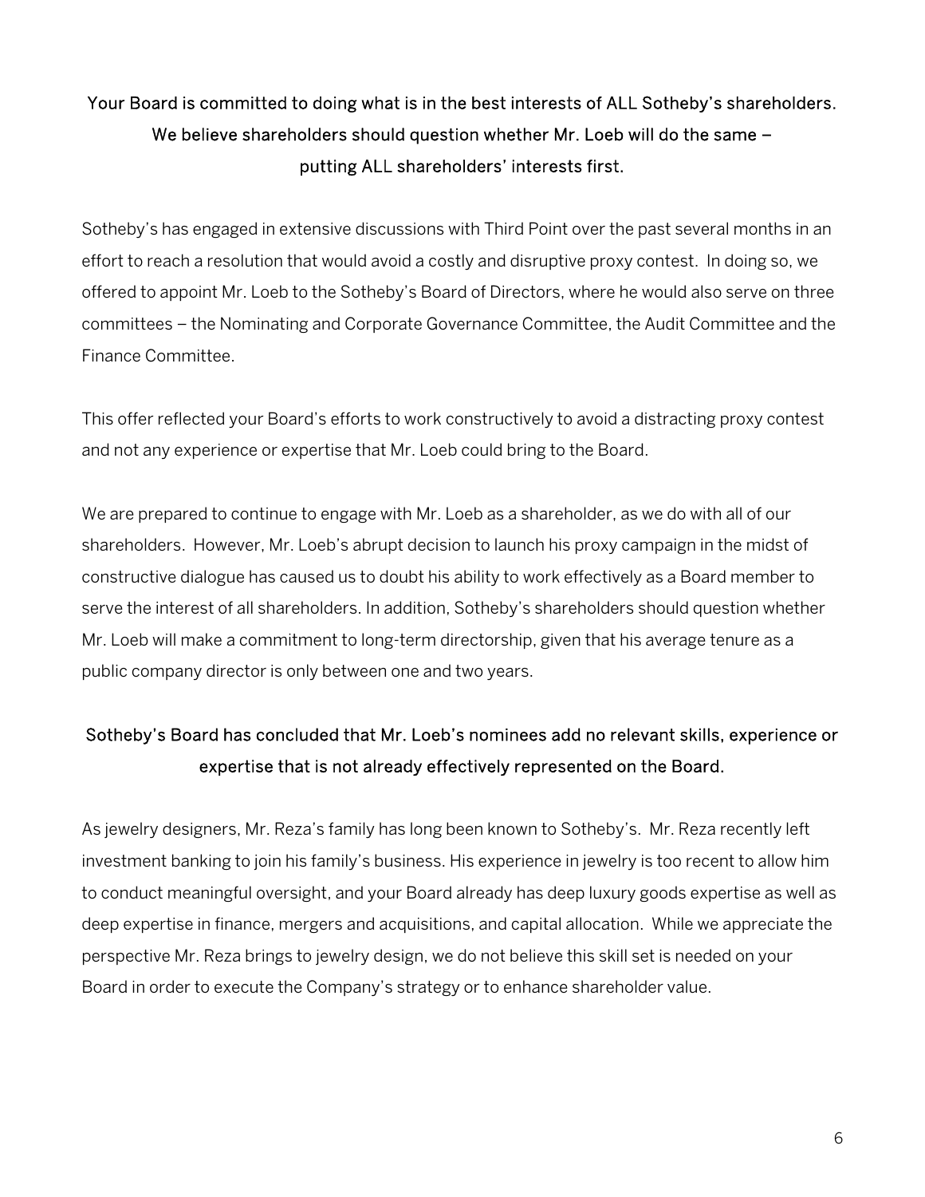**Your Board is committed to doing what is in the best interests of ALL Sotheby's shareholders. We believe shareholders should question whether Mr. Loeb will do the same – putting ALL shareholders' interests first.**

Sotheby's has engaged in extensive discussions with Third Point over the past several months in an effort to reach a resolution that would avoid a costly and disruptive proxy contest. In doing so, we offered to appoint Mr. Loeb to the Sotheby's Board of Directors, where he would also serve on three committees – the Nominating and Corporate Governance Committee, the Audit Committee and the Finance Committee.

This offer reflected your Board's efforts to work constructively to avoid a distracting proxy contest and not any experience or expertise that Mr. Loeb could bring to the Board.

We are prepared to continue to engage with Mr. Loeb as a shareholder, as we do with all of our shareholders. However, Mr. Loeb's abrupt decision to launch his proxy campaign in the midst of constructive dialogue has caused us to doubt his ability to work effectively as a Board member to serve the interest of all shareholders. In addition, Sotheby's shareholders should question whether Mr. Loeb will make a commitment to long-term directorship, given that his average tenure as a public company director is only between one and two years.

**Sotheby's Board has concluded that Mr. Loeb's nominees add no relevant skills, experience or expertise that is not already effectively represented on the Board.**

As jewelry designers, Mr. Reza's family has long been known to Sotheby's. Mr. Reza recently left investment banking to join his family's business. His experience in jewelry is too recent to allow him to conduct meaningful oversight, and your Board already has deep luxury goods expertise as well as deep expertise in finance, mergers and acquisitions, and capital allocation. While we appreciate the perspective Mr. Reza brings to jewelry design, we do not believe this skill set is needed on your Board in order to execute the Company's strategy or to enhance shareholder value.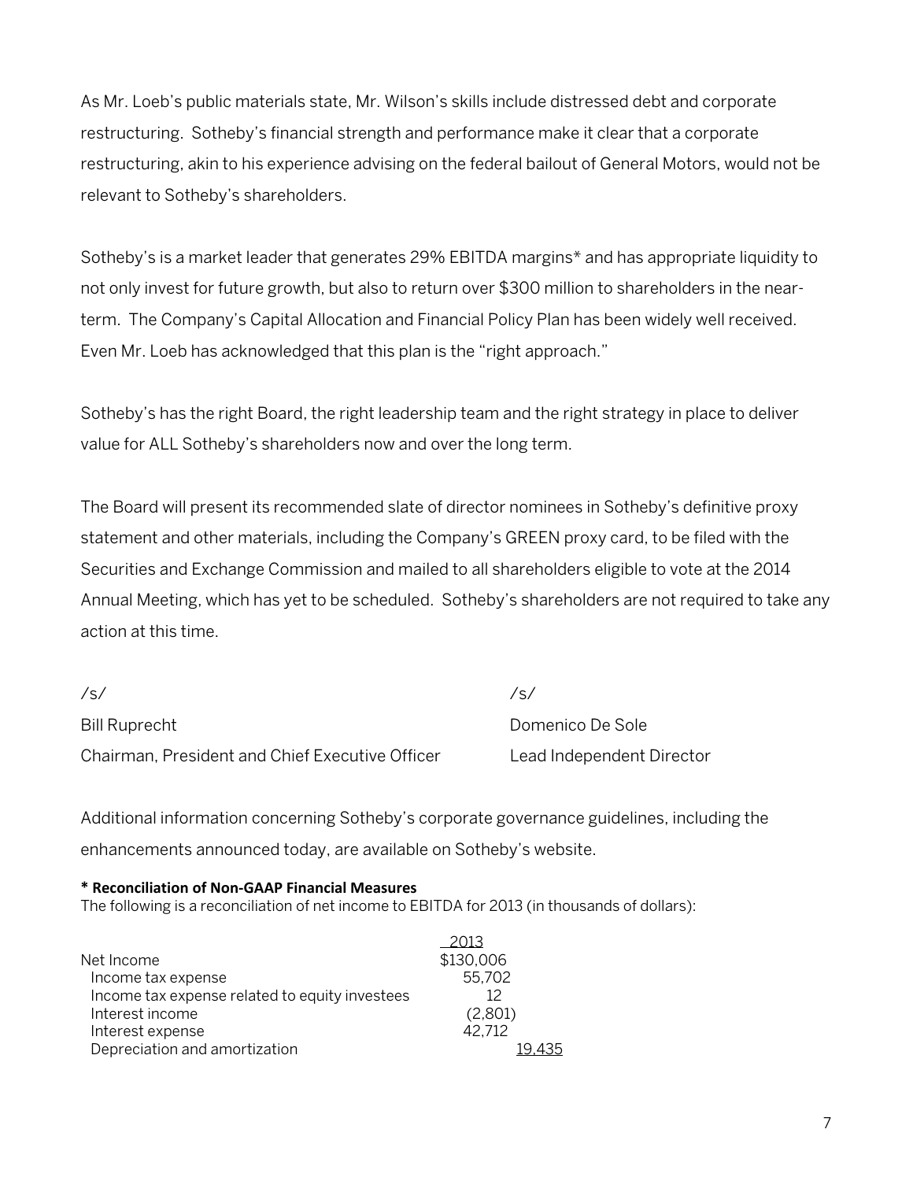As Mr. Loeb's public materials state, Mr. Wilson's skills include distressed debt and corporate restructuring. Sotheby's financial strength and performance make it clear that a corporate restructuring, akin to his experience advising on the federal bailout of General Motors, would not be relevant to Sotheby's shareholders.

Sotheby's is a market leader that generates 29% EBITDA margins* and has appropriate liquidity to not only invest for future growth, but also to return over $300 million to shareholders in the near-term. The Company's Capital Allocation and Financial Policy Plan has been widely well received. Even Mr. Loeb has acknowledged that this plan is the "right approach."

Sotheby's has the right Board, the right leadership team and the right strategy in place to deliver value for ALL Sotheby's shareholders now and over the long term.

The Board will present its recommended slate of director nominees in Sotheby's definitive proxy statement and other materials, including the Company's GREEN proxy card, to be filed with the Securities and Exchange Commission and mailed to all shareholders eligible to vote at the 2014 Annual Meeting, which has yet to be scheduled. Sotheby's shareholders are not required to take any action at this time.

| /s/ | /s/ |
|---|---|
| Bill Ruprecht | Domenico De Sole |
| Chairman, President and Chief Executive Officer | Lead Independent Director |

Additional information concerning Sotheby's corporate governance guidelines, including the enhancements announced today, are available on Sotheby's website.

**\* Reconciliation of Non-GAAP Financial Measures**

The following is a reconciliation of net income to EBITDA for 2013 (in thousands of dollars):

| | 2013 |
|---|---|
| Net Income | $130,006 |
| Income tax expense | 55,702 |
| Income tax expense related to equity investees | 12 |
| Interest income | (2,801) |
| Interest expense | 42,712 |
| Depreciation and amortization | 19,435 |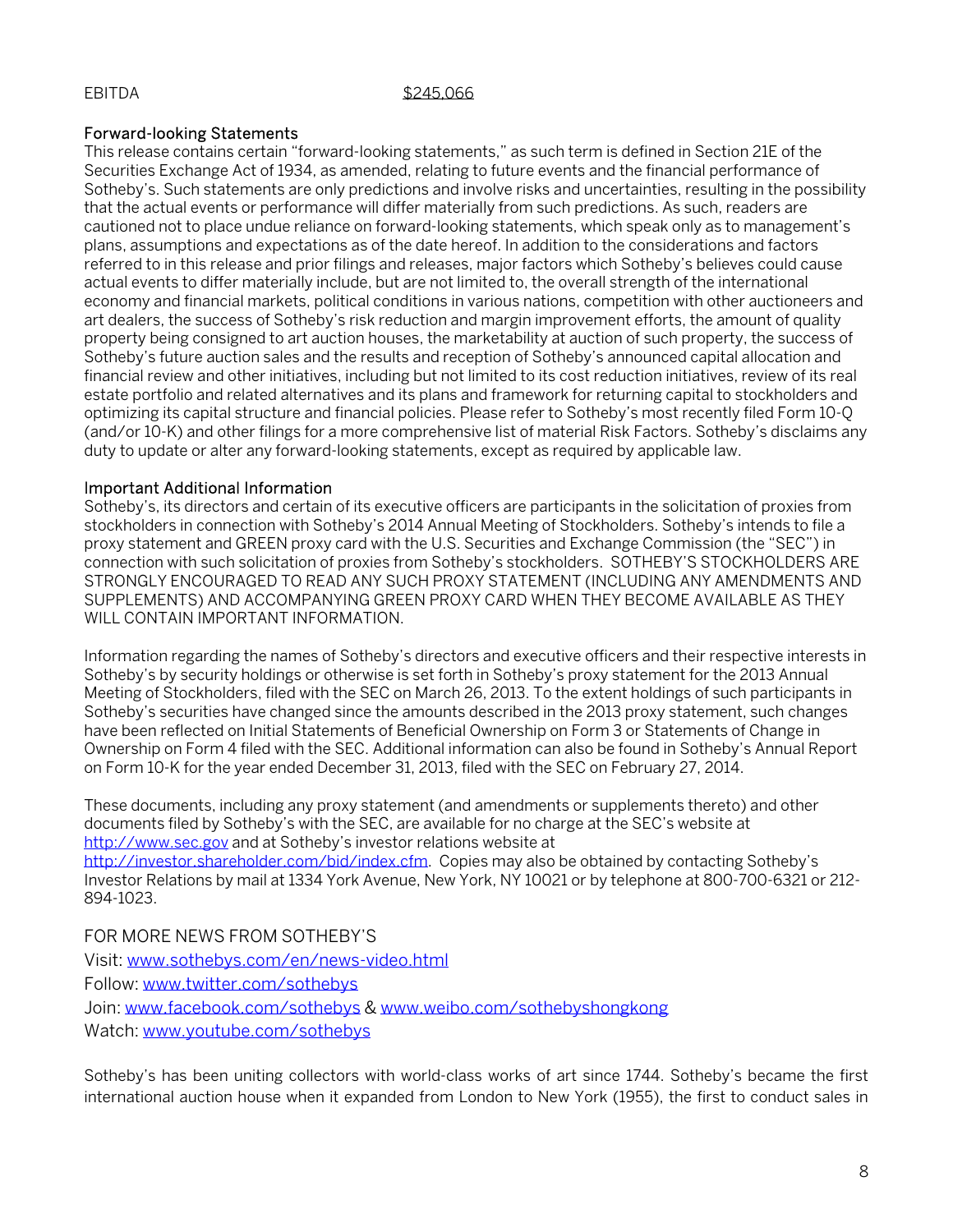| EBITDA | $245,066 |
|---|---|

**Forward-looking Statements**

This release contains certain "forward-looking statements," as such term is defined in Section 21E of the Securities Exchange Act of 1934, as amended, relating to future events and the financial performance of Sotheby's. Such statements are only predictions and involve risks and uncertainties, resulting in the possibility that the actual events or performance will differ materially from such predictions. As such, readers are cautioned not to place undue reliance on forward-looking statements, which speak only as to management's plans, assumptions and expectations as of the date hereof. In addition to the considerations and factors referred to in this release and prior filings and releases, major factors which Sotheby's believes could cause actual events to differ materially include, but are not limited to, the overall strength of the international economy and financial markets, political conditions in various nations, competition with other auctioneers and art dealers, the success of Sotheby's risk reduction and margin improvement efforts, the amount of quality property being consigned to art auction houses, the marketability at auction of such property, the success of Sotheby's future auction sales and the results and reception of Sotheby's announced capital allocation and financial review and other initiatives, including but not limited to its cost reduction initiatives, review of its real estate portfolio and related alternatives and its plans and framework for returning capital to stockholders and optimizing its capital structure and financial policies. Please refer to Sotheby's most recently filed Form 10-Q (and/or 10-K) and other filings for a more comprehensive list of material Risk Factors. Sotheby's disclaims any duty to update or alter any forward-looking statements, except as required by applicable law.

**Important Additional Information**

Sotheby's, its directors and certain of its executive officers are participants in the solicitation of proxies from stockholders in connection with Sotheby's 2014 Annual Meeting of Stockholders. Sotheby's intends to file a proxy statement and GREEN proxy card with the U.S. Securities and Exchange Commission (the "SEC") in connection with such solicitation of proxies from Sotheby's stockholders. SOTHEBY'S STOCKHOLDERS ARE STRONGLY ENCOURAGED TO READ ANY SUCH PROXY STATEMENT (INCLUDING ANY AMENDMENTS AND SUPPLEMENTS) AND ACCOMPANYING GREEN PROXY CARD WHEN THEY BECOME AVAILABLE AS THEY WILL CONTAIN IMPORTANT INFORMATION.

Information regarding the names of Sotheby's directors and executive officers and their respective interests in Sotheby's by security holdings or otherwise is set forth in Sotheby's proxy statement for the 2013 Annual Meeting of Stockholders, filed with the SEC on March 26, 2013. To the extent holdings of such participants in Sotheby's securities have changed since the amounts described in the 2013 proxy statement, such changes have been reflected on Initial Statements of Beneficial Ownership on Form 3 or Statements of Change in Ownership on Form 4 filed with the SEC. Additional information can also be found in Sotheby's Annual Report on Form 10-K for the year ended December 31, 2013, filed with the SEC on February 27, 2014.

These documents, including any proxy statement (and amendments or supplements thereto) and other documents filed by Sotheby's with the SEC, are available for no charge at the SEC's website at http://www.sec.gov and at Sotheby's investor relations website at http://investor.shareholder.com/bid/index.cfm. Copies may also be obtained by contacting Sotheby's Investor Relations by mail at 1334 York Avenue, New York, NY 10021 or by telephone at 800-700-6321 or 212-894-1023.

FOR MORE NEWS FROM SOTHEBY'S

Visit: www.sothebys.com/en/news-video.html

Follow: www.twitter.com/sothebys

Join: www.facebook.com/sothebys & www.weibo.com/sothebyshongkong

Watch: www.youtube.com/sothebys

Sotheby's has been uniting collectors with world-class works of art since 1744. Sotheby's became the first international auction house when it expanded from London to New York (1955), the first to conduct sales in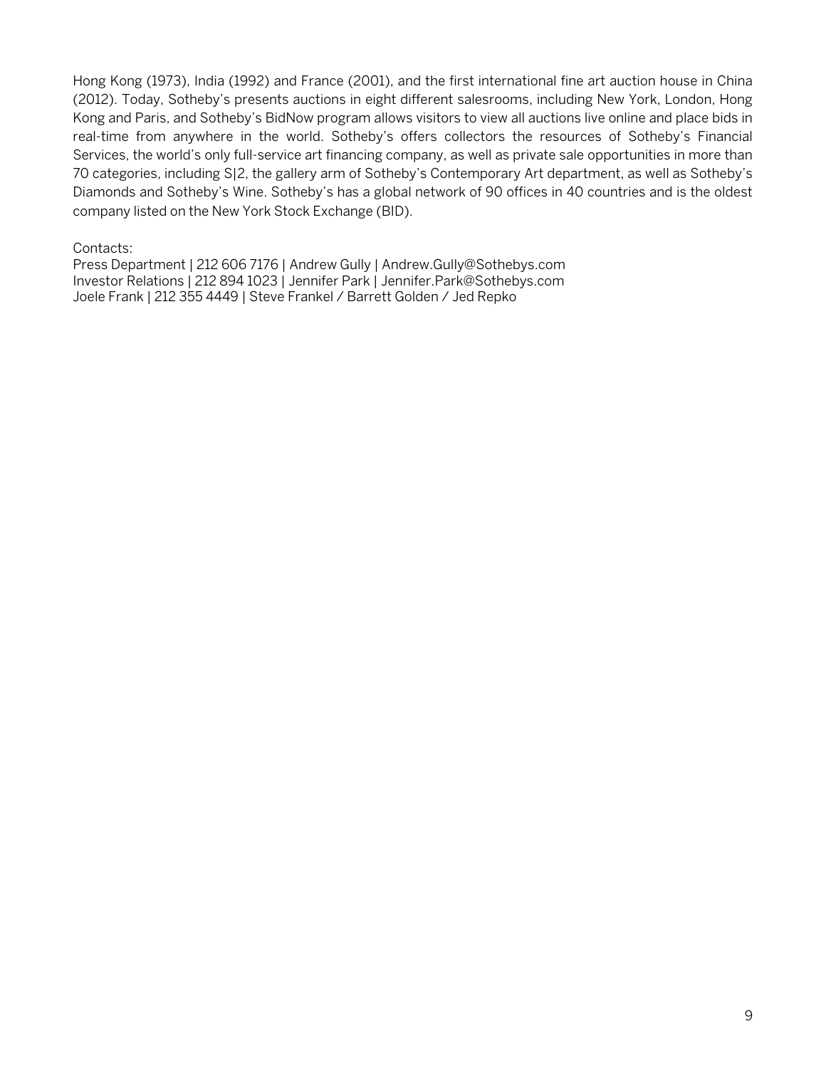Hong Kong (1973), India (1992) and France (2001), and the first international fine art auction house in China (2012). Today, Sotheby's presents auctions in eight different salesrooms, including New York, London, Hong Kong and Paris, and Sotheby's BidNow program allows visitors to view all auctions live online and place bids in real-time from anywhere in the world. Sotheby's offers collectors the resources of Sotheby's Financial Services, the world's only full-service art financing company, as well as private sale opportunities in more than 70 categories, including S|2, the gallery arm of Sotheby's Contemporary Art department, as well as Sotheby's Diamonds and Sotheby's Wine. Sotheby's has a global network of 90 offices in 40 countries and is the oldest company listed on the New York Stock Exchange (BID).

Contacts:
Press Department | 212 606 7176 | Andrew Gully | Andrew.Gully@Sothebys.com
Investor Relations | 212 894 1023 | Jennifer Park | Jennifer.Park@Sothebys.com
Joele Frank | 212 355 4449 | Steve Frankel / Barrett Golden / Jed Repko